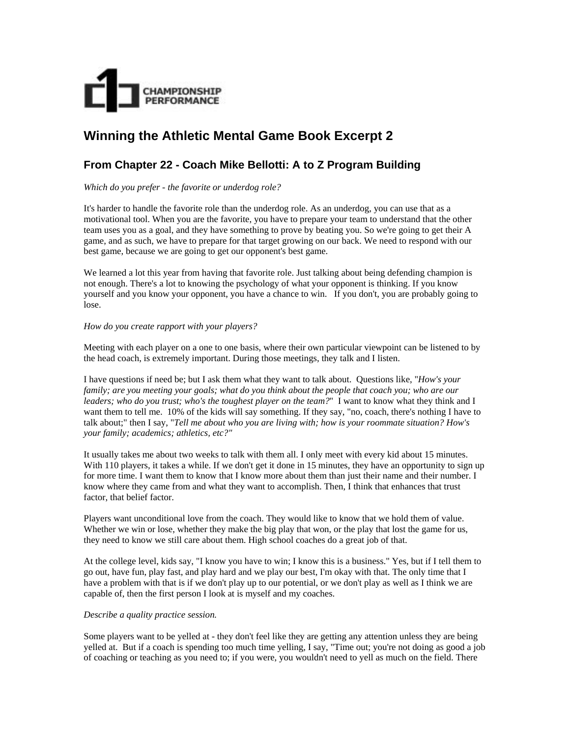CHAMPIONSHIP PERFORMANCE

## Winning the Athletic Mental Game Book Excerpt 2

### From Chapter 22 - Coach Mike Bellotti: A to Z Program Building

*Which do you prefer - the favorite or underdog role?*

It's harder to handle the favorite role than the underdog role. As an underdog, you can use that as a motivational tool. When you are the favorite, you have to prepare your team to understand that the other team uses you as a goal, and they have something to prove by beating you. So we're going to get their A game, and as such, we have to prepare for that target growing on our back. We need to respond with our best game, because we are going to get our opponent's best game.

We learned a lot this year from having that favorite role. Just talking about being defending champion is not enough. There's a lot to knowing the psychology of what your opponent is thinking. If you know yourself and you know your opponent, you have a chance to win. If you don't, you are probably going to lose.

*How do you create rapport with your players?*

Meeting with each player on a one to one basis, where their own particular viewpoint can be listened to by the head coach, is extremely important. During those meetings, they talk and I listen.

I have questions if need be; but I ask them what they want to talk about. Questions like, "*How's your family; are you meeting your goals; what do you think about the people that coach you; who are our leaders; who do you trust; who's the toughest player on the team?*" I want to know what they think and I want them to tell me. 10% of the kids will say something. If they say, "no, coach, there's nothing I have to talk about;" then I say, "*Tell me about who you are living with; how is your roommate situation? How's your family; academics; athletics, etc?"*

It usually takes me about two weeks to talk with them all. I only meet with every kid about 15 minutes. With 110 players, it takes a while. If we don't get it done in 15 minutes, they have an opportunity to sign up for more time. I want them to know that I know more about them than just their name and their number. I know where they came from and what they want to accomplish. Then, I think that enhances that trust factor, that belief factor.

Players want unconditional love from the coach. They would like to know that we hold them of value. Whether we win or lose, whether they make the big play that won, or the play that lost the game for us, they need to know we still care about them. High school coaches do a great job of that.

At the college level, kids say, "I know you have to win; I know this is a business." Yes, but if I tell them to go out, have fun, play fast, and play hard and we play our best, I'm okay with that. The only time that I have a problem with that is if we don't play up to our potential, or we don't play as well as I think we are capable of, then the first person I look at is myself and my coaches.

*Describe a quality practice session.*

Some players want to be yelled at - they don't feel like they are getting any attention unless they are being yelled at. But if a coach is spending too much time yelling, I say, "Time out; you're not doing as good a job of coaching or teaching as you need to; if you were, you wouldn't need to yell as much on the field. There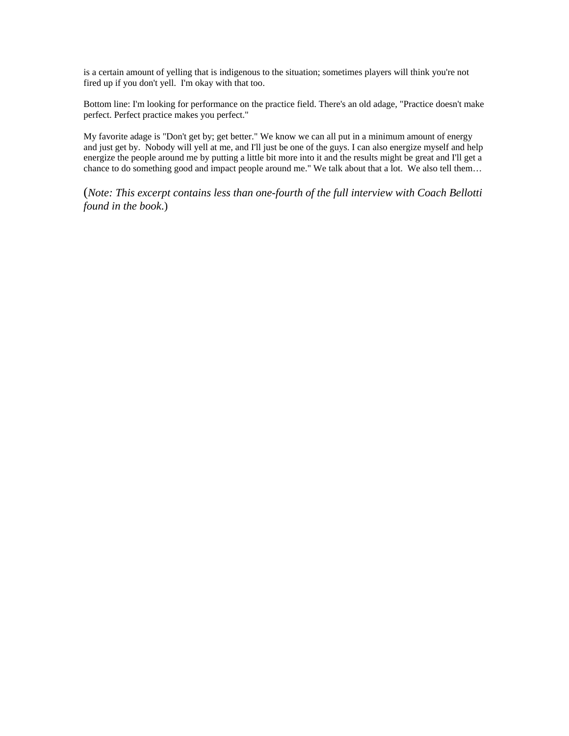is a certain amount of yelling that is indigenous to the situation; sometimes players will think you're not fired up if you don't yell. I'm okay with that too.

Bottom line: I'm looking for performance on the practice field. There's an old adage, "Practice doesn't make perfect. Perfect practice makes you perfect."

My favorite adage is "Don't get by; get better." We know we can all put in a minimum amount of energy and just get by. Nobody will yell at me, and I'll just be one of the guys. I can also energize myself and help energize the people around me by putting a little bit more into it and the results might be great and I'll get a chance to do something good and impact people around me." We talk about that a lot. We also tell them…

(*Note: This excerpt contains less than one-fourth of the full interview with Coach Bellotti found in the book.*)